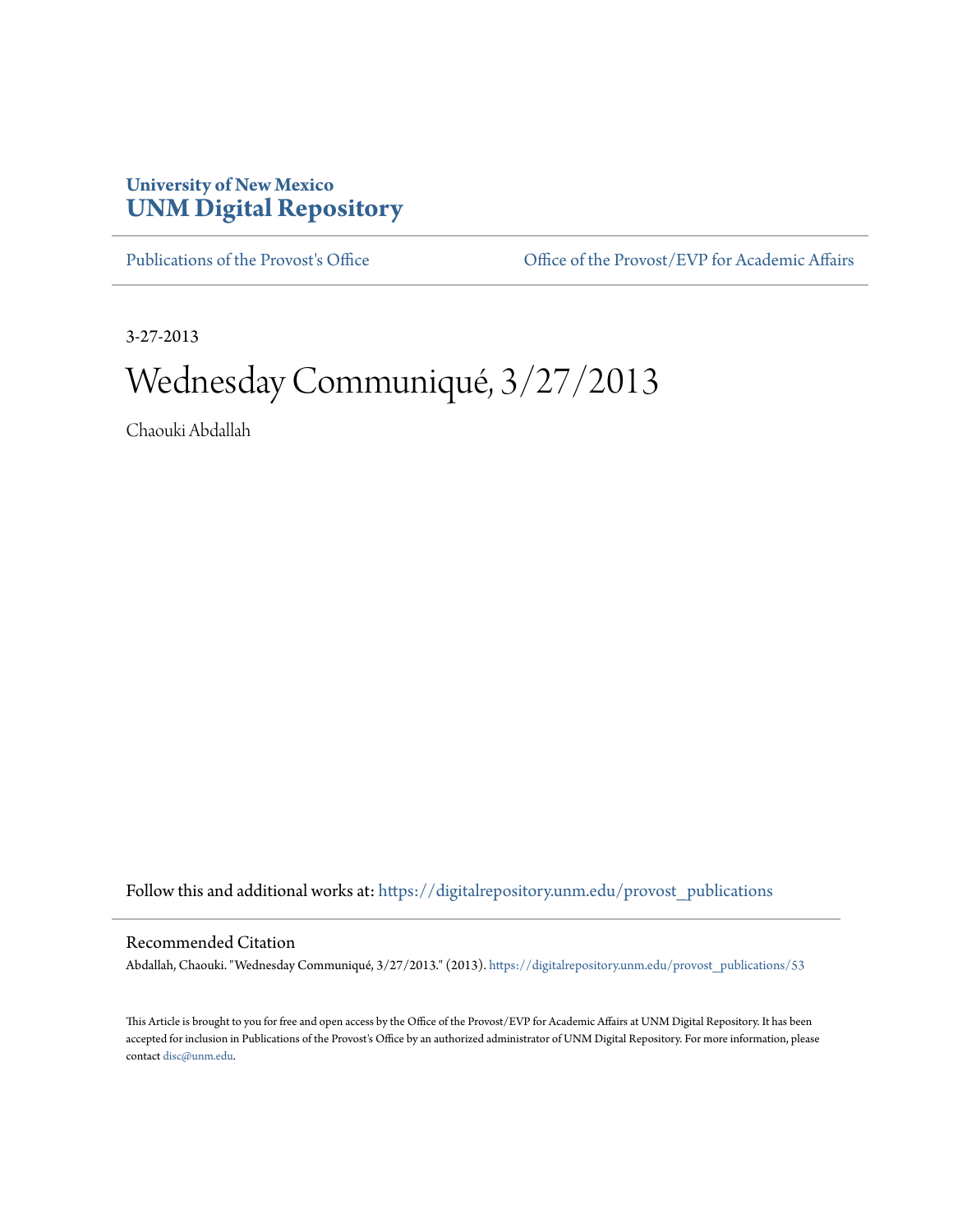**University of New Mexico**
**UNM Digital Repository**

Publications of the Provost's Office

Office of the Provost/EVP for Academic Affairs

3-27-2013

# Wednesday Communiqué, 3/27/2013

Chaouki Abdallah

Follow this and additional works at: https://digitalrepository.unm.edu/provost_publications

## Recommended Citation

Abdallah, Chaouki. "Wednesday Communiqué, 3/27/2013." (2013). https://digitalrepository.unm.edu/provost_publications/53

This Article is brought to you for free and open access by the Office of the Provost/EVP for Academic Affairs at UNM Digital Repository. It has been accepted for inclusion in Publications of the Provost's Office by an authorized administrator of UNM Digital Repository. For more information, please contact disc@unm.edu.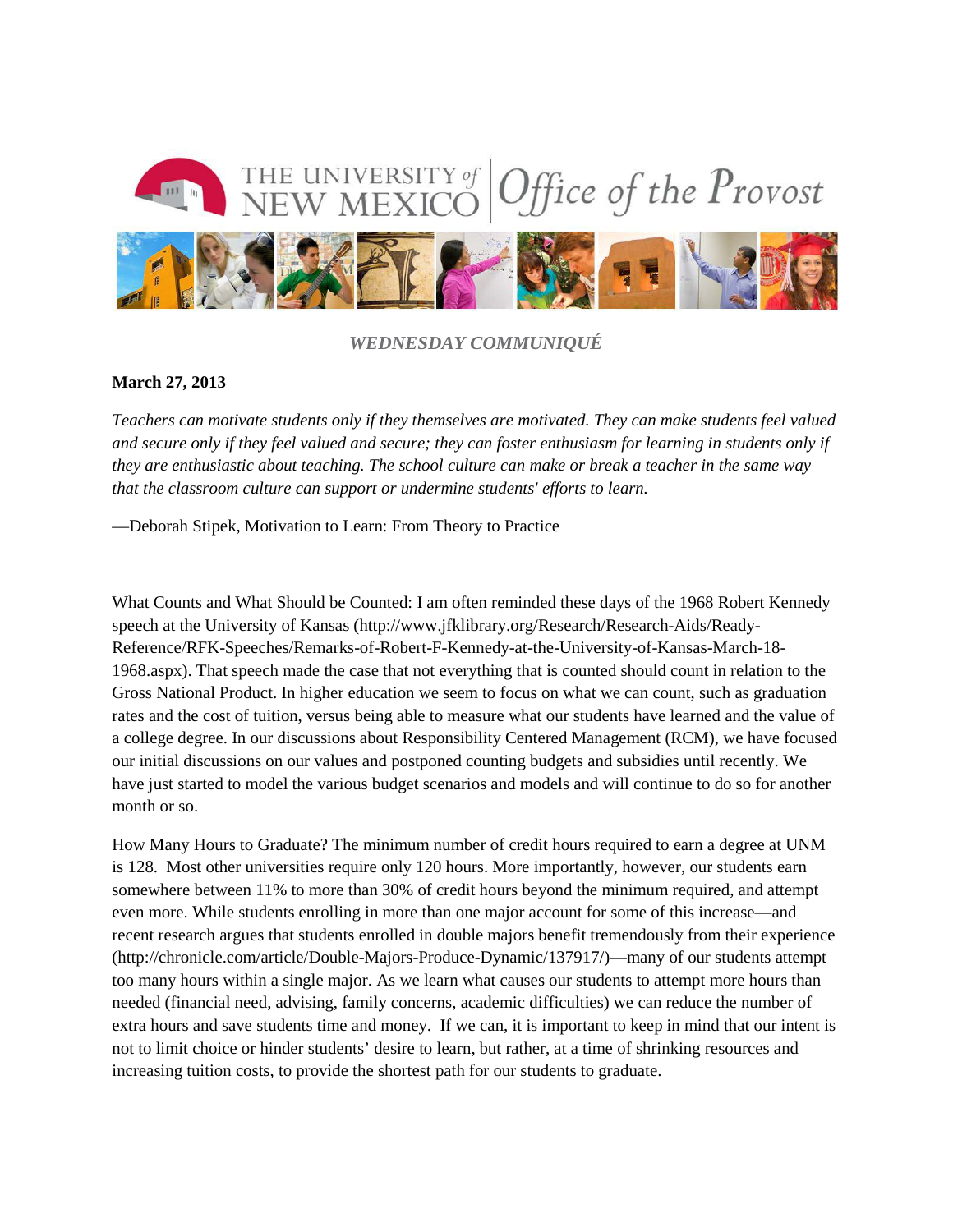*WEDNESDAY COMMUNIQUÉ*

**March 27, 2013**

*Teachers can motivate students only if they themselves are motivated. They can make students feel valued and secure only if they feel valued and secure; they can foster enthusiasm for learning in students only if they are enthusiastic about teaching. The school culture can make or break a teacher in the same way that the classroom culture can support or undermine students' efforts to learn.*

—Deborah Stipek, Motivation to Learn: From Theory to Practice

What Counts and What Should be Counted: I am often reminded these days of the 1968 Robert Kennedy speech at the University of Kansas (http://www.jfklibrary.org/Research/Research-Aids/Ready-Reference/RFK-Speeches/Remarks-of-Robert-F-Kennedy-at-the-University-of-Kansas-March-18-1968.aspx). That speech made the case that not everything that is counted should count in relation to the Gross National Product. In higher education we seem to focus on what we can count, such as graduation rates and the cost of tuition, versus being able to measure what our students have learned and the value of a college degree. In our discussions about Responsibility Centered Management (RCM), we have focused our initial discussions on our values and postponed counting budgets and subsidies until recently. We have just started to model the various budget scenarios and models and will continue to do so for another month or so.

How Many Hours to Graduate? The minimum number of credit hours required to earn a degree at UNM is 128. Most other universities require only 120 hours. More importantly, however, our students earn somewhere between 11% to more than 30% of credit hours beyond the minimum required, and attempt even more. While students enrolling in more than one major account for some of this increase—and recent research argues that students enrolled in double majors benefit tremendously from their experience (http://chronicle.com/article/Double-Majors-Produce-Dynamic/137917/)—many of our students attempt too many hours within a single major. As we learn what causes our students to attempt more hours than needed (financial need, advising, family concerns, academic difficulties) we can reduce the number of extra hours and save students time and money. If we can, it is important to keep in mind that our intent is not to limit choice or hinder students' desire to learn, but rather, at a time of shrinking resources and increasing tuition costs, to provide the shortest path for our students to graduate.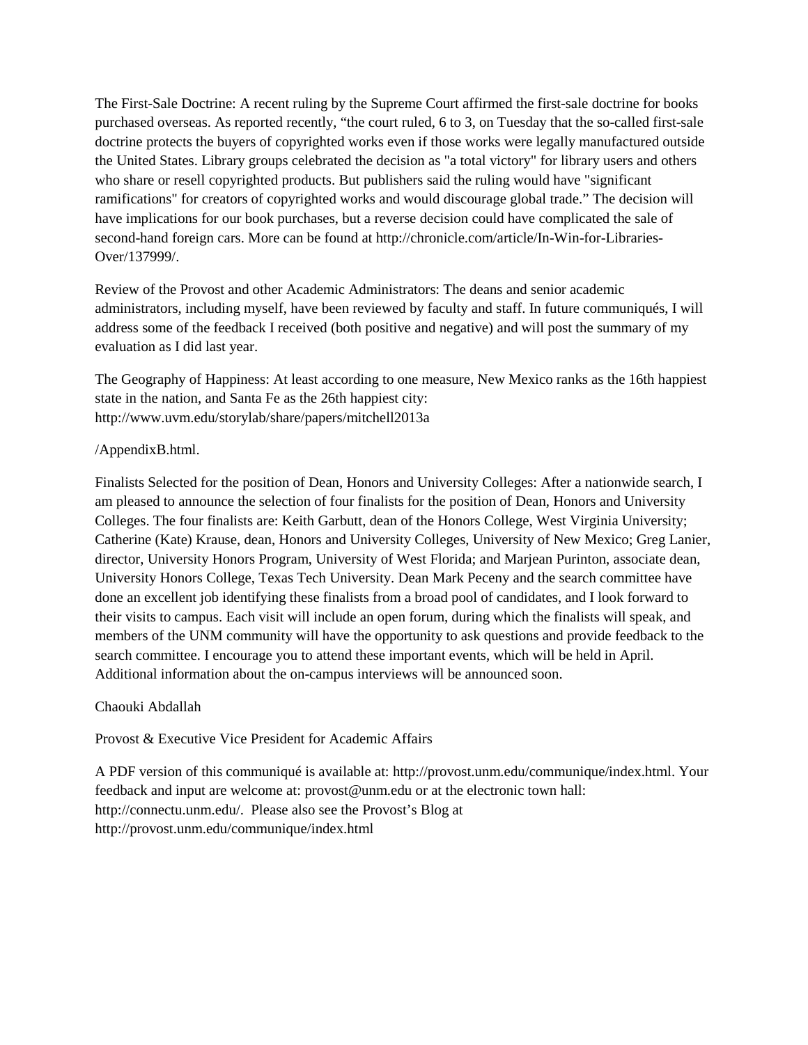The First-Sale Doctrine: A recent ruling by the Supreme Court affirmed the first-sale doctrine for books purchased overseas. As reported recently, “the court ruled, 6 to 3, on Tuesday that the so-called first-sale doctrine protects the buyers of copyrighted works even if those works were legally manufactured outside the United States. Library groups celebrated the decision as "a total victory" for library users and others who share or resell copyrighted products. But publishers said the ruling would have "significant ramifications" for creators of copyrighted works and would discourage global trade.” The decision will have implications for our book purchases, but a reverse decision could have complicated the sale of second-hand foreign cars. More can be found at http://chronicle.com/article/In-Win-for-Libraries-Over/137999/.

Review of the Provost and other Academic Administrators: The deans and senior academic administrators, including myself, have been reviewed by faculty and staff. In future communiqués, I will address some of the feedback I received (both positive and negative) and will post the summary of my evaluation as I did last year.

The Geography of Happiness: At least according to one measure, New Mexico ranks as the 16th happiest state in the nation, and Santa Fe as the 26th happiest city: http://www.uvm.edu/storylab/share/papers/mitchell2013a

/AppendixB.html.

Finalists Selected for the position of Dean, Honors and University Colleges: After a nationwide search, I am pleased to announce the selection of four finalists for the position of Dean, Honors and University Colleges. The four finalists are: Keith Garbutt, dean of the Honors College, West Virginia University; Catherine (Kate) Krause, dean, Honors and University Colleges, University of New Mexico; Greg Lanier, director, University Honors Program, University of West Florida; and Marjean Purinton, associate dean, University Honors College, Texas Tech University. Dean Mark Peceny and the search committee have done an excellent job identifying these finalists from a broad pool of candidates, and I look forward to their visits to campus. Each visit will include an open forum, during which the finalists will speak, and members of the UNM community will have the opportunity to ask questions and provide feedback to the search committee. I encourage you to attend these important events, which will be held in April. Additional information about the on-campus interviews will be announced soon.

Chaouki Abdallah

Provost & Executive Vice President for Academic Affairs

A PDF version of this communiqué is available at: http://provost.unm.edu/communique/index.html. Your feedback and input are welcome at: provost@unm.edu or at the electronic town hall: http://connectu.unm.edu/. Please also see the Provost’s Blog at http://provost.unm.edu/communique/index.html